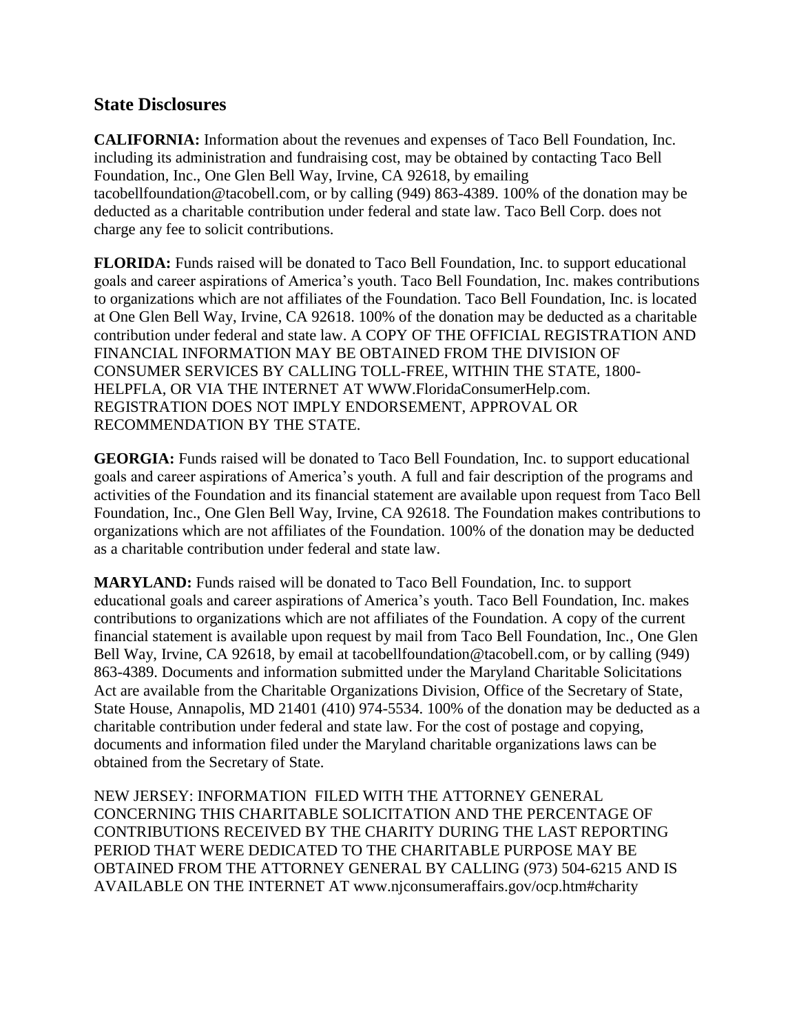## State Disclosures

**CALIFORNIA:** Information about the revenues and expenses of Taco Bell Foundation, Inc. including its administration and fundraising cost, may be obtained by contacting Taco Bell Foundation, Inc., One Glen Bell Way, Irvine, CA 92618, by emailing tacobellfoundation@tacobell.com, or by calling (949) 863-4389. 100% of the donation may be deducted as a charitable contribution under federal and state law. Taco Bell Corp. does not charge any fee to solicit contributions.

**FLORIDA:** Funds raised will be donated to Taco Bell Foundation, Inc. to support educational goals and career aspirations of America's youth. Taco Bell Foundation, Inc. makes contributions to organizations which are not affiliates of the Foundation. Taco Bell Foundation, Inc. is located at One Glen Bell Way, Irvine, CA 92618. 100% of the donation may be deducted as a charitable contribution under federal and state law. A COPY OF THE OFFICIAL REGISTRATION AND FINANCIAL INFORMATION MAY BE OBTAINED FROM THE DIVISION OF CONSUMER SERVICES BY CALLING TOLL-FREE, WITHIN THE STATE, 1800-HELPFLA, OR VIA THE INTERNET AT WWW.FloridaConsumerHelp.com. REGISTRATION DOES NOT IMPLY ENDORSEMENT, APPROVAL OR RECOMMENDATION BY THE STATE.

**GEORGIA:** Funds raised will be donated to Taco Bell Foundation, Inc. to support educational goals and career aspirations of America's youth. A full and fair description of the programs and activities of the Foundation and its financial statement are available upon request from Taco Bell Foundation, Inc., One Glen Bell Way, Irvine, CA 92618. The Foundation makes contributions to organizations which are not affiliates of the Foundation. 100% of the donation may be deducted as a charitable contribution under federal and state law.

**MARYLAND:** Funds raised will be donated to Taco Bell Foundation, Inc. to support educational goals and career aspirations of America's youth. Taco Bell Foundation, Inc. makes contributions to organizations which are not affiliates of the Foundation. A copy of the current financial statement is available upon request by mail from Taco Bell Foundation, Inc., One Glen Bell Way, Irvine, CA 92618, by email at tacobellfoundation@tacobell.com, or by calling (949) 863-4389. Documents and information submitted under the Maryland Charitable Solicitations Act are available from the Charitable Organizations Division, Office of the Secretary of State, State House, Annapolis, MD 21401 (410) 974-5534. 100% of the donation may be deducted as a charitable contribution under federal and state law. For the cost of postage and copying, documents and information filed under the Maryland charitable organizations laws can be obtained from the Secretary of State.

NEW JERSEY: INFORMATION FILED WITH THE ATTORNEY GENERAL CONCERNING THIS CHARITABLE SOLICITATION AND THE PERCENTAGE OF CONTRIBUTIONS RECEIVED BY THE CHARITY DURING THE LAST REPORTING PERIOD THAT WERE DEDICATED TO THE CHARITABLE PURPOSE MAY BE OBTAINED FROM THE ATTORNEY GENERAL BY CALLING (973) 504-6215 AND IS AVAILABLE ON THE INTERNET AT www.njconsumeraffairs.gov/ocp.htm#charity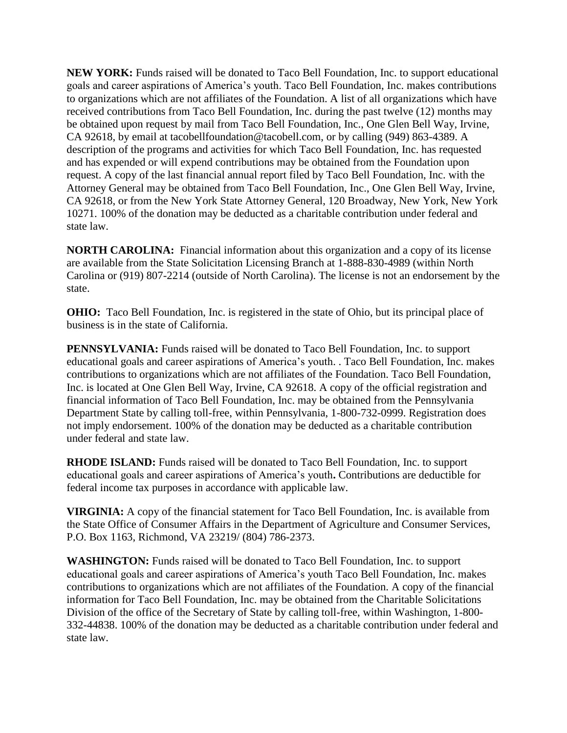**NEW YORK:** Funds raised will be donated to Taco Bell Foundation, Inc. to support educational goals and career aspirations of America's youth. Taco Bell Foundation, Inc. makes contributions to organizations which are not affiliates of the Foundation. A list of all organizations which have received contributions from Taco Bell Foundation, Inc. during the past twelve (12) months may be obtained upon request by mail from Taco Bell Foundation, Inc., One Glen Bell Way, Irvine, CA 92618, by email at tacobellfoundation@tacobell.com, or by calling (949) 863-4389. A description of the programs and activities for which Taco Bell Foundation, Inc. has requested and has expended or will expend contributions may be obtained from the Foundation upon request. A copy of the last financial annual report filed by Taco Bell Foundation, Inc. with the Attorney General may be obtained from Taco Bell Foundation, Inc., One Glen Bell Way, Irvine, CA 92618, or from the New York State Attorney General, 120 Broadway, New York, New York 10271. 100% of the donation may be deducted as a charitable contribution under federal and state law.

**NORTH CAROLINA:** Financial information about this organization and a copy of its license are available from the State Solicitation Licensing Branch at 1-888-830-4989 (within North Carolina or (919) 807-2214 (outside of North Carolina). The license is not an endorsement by the state.

**OHIO:** Taco Bell Foundation, Inc. is registered in the state of Ohio, but its principal place of business is in the state of California.

**PENNSYLVANIA:** Funds raised will be donated to Taco Bell Foundation, Inc. to support educational goals and career aspirations of America's youth. . Taco Bell Foundation, Inc. makes contributions to organizations which are not affiliates of the Foundation. Taco Bell Foundation, Inc. is located at One Glen Bell Way, Irvine, CA 92618. A copy of the official registration and financial information of Taco Bell Foundation, Inc. may be obtained from the Pennsylvania Department State by calling toll-free, within Pennsylvania, 1-800-732-0999. Registration does not imply endorsement. 100% of the donation may be deducted as a charitable contribution under federal and state law.

**RHODE ISLAND:** Funds raised will be donated to Taco Bell Foundation, Inc. to support educational goals and career aspirations of America's youth**.** Contributions are deductible for federal income tax purposes in accordance with applicable law.

**VIRGINIA:** A copy of the financial statement for Taco Bell Foundation, Inc. is available from the State Office of Consumer Affairs in the Department of Agriculture and Consumer Services, P.O. Box 1163, Richmond, VA 23219/ (804) 786-2373.

**WASHINGTON:** Funds raised will be donated to Taco Bell Foundation, Inc. to support educational goals and career aspirations of America's youth Taco Bell Foundation, Inc. makes contributions to organizations which are not affiliates of the Foundation. A copy of the financial information for Taco Bell Foundation, Inc. may be obtained from the Charitable Solicitations Division of the office of the Secretary of State by calling toll-free, within Washington, 1-800-332-44838. 100% of the donation may be deducted as a charitable contribution under federal and state law.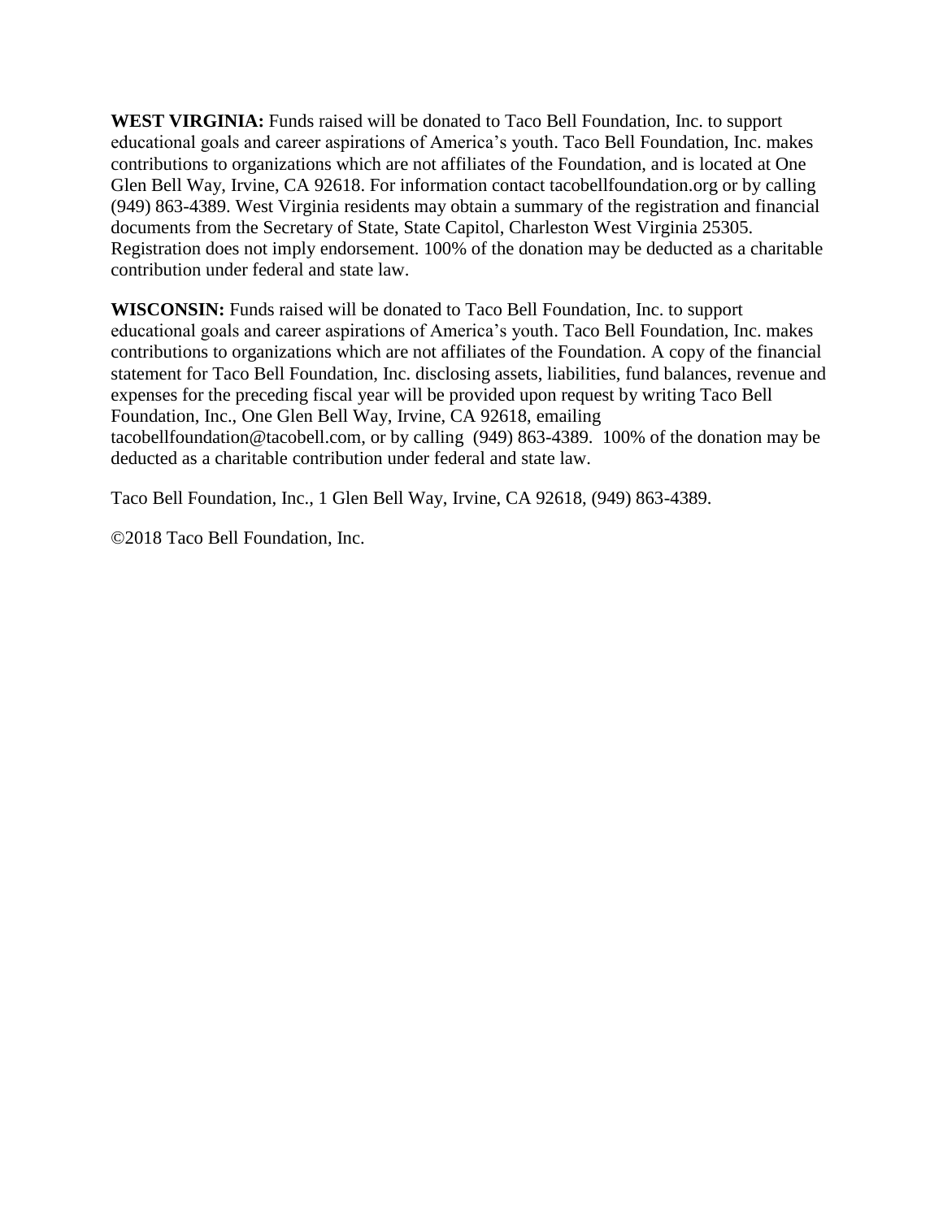**WEST VIRGINIA:** Funds raised will be donated to Taco Bell Foundation, Inc. to support educational goals and career aspirations of America's youth. Taco Bell Foundation, Inc. makes contributions to organizations which are not affiliates of the Foundation, and is located at One Glen Bell Way, Irvine, CA 92618. For information contact tacobellfoundation.org or by calling (949) 863-4389. West Virginia residents may obtain a summary of the registration and financial documents from the Secretary of State, State Capitol, Charleston West Virginia 25305. Registration does not imply endorsement. 100% of the donation may be deducted as a charitable contribution under federal and state law.

**WISCONSIN:** Funds raised will be donated to Taco Bell Foundation, Inc. to support educational goals and career aspirations of America's youth. Taco Bell Foundation, Inc. makes contributions to organizations which are not affiliates of the Foundation. A copy of the financial statement for Taco Bell Foundation, Inc. disclosing assets, liabilities, fund balances, revenue and expenses for the preceding fiscal year will be provided upon request by writing Taco Bell Foundation, Inc., One Glen Bell Way, Irvine, CA 92618, emailing tacobellfoundation@tacobell.com, or by calling (949) 863-4389. 100% of the donation may be deducted as a charitable contribution under federal and state law.

Taco Bell Foundation, Inc., 1 Glen Bell Way, Irvine, CA 92618, (949) 863-4389.

©2018 Taco Bell Foundation, Inc.